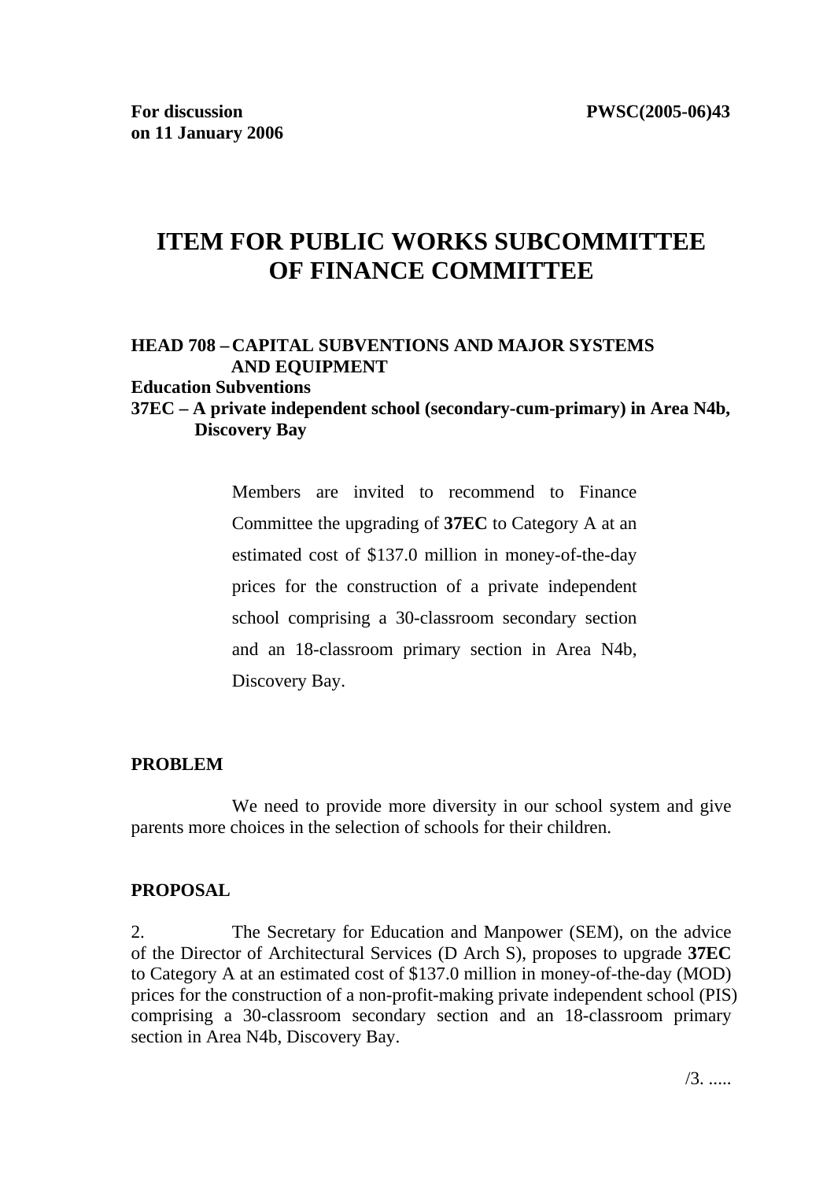**For discussion on 11 January 2006** **PWSC(2005-06)43**

# ITEM FOR PUBLIC WORKS SUBCOMMITTEE OF FINANCE COMMITTEE

**HEAD 708 – CAPITAL SUBVENTIONS AND MAJOR SYSTEMS AND EQUIPMENT**
**Education Subventions**
**37EC – A private independent school (secondary-cum-primary) in Area N4b, Discovery Bay**

Members are invited to recommend to Finance Committee the upgrading of **37EC** to Category A at an estimated cost of $137.0 million in money-of-the-day prices for the construction of a private independent school comprising a 30-classroom secondary section and an 18-classroom primary section in Area N4b, Discovery Bay.

**PROBLEM**

We need to provide more diversity in our school system and give parents more choices in the selection of schools for their children.

**PROPOSAL**

2. The Secretary for Education and Manpower (SEM), on the advice of the Director of Architectural Services (D Arch S), proposes to upgrade **37EC** to Category A at an estimated cost of $137.0 million in money-of-the-day (MOD) prices for the construction of a non-profit-making private independent school (PIS) comprising a 30-classroom secondary section and an 18-classroom primary section in Area N4b, Discovery Bay.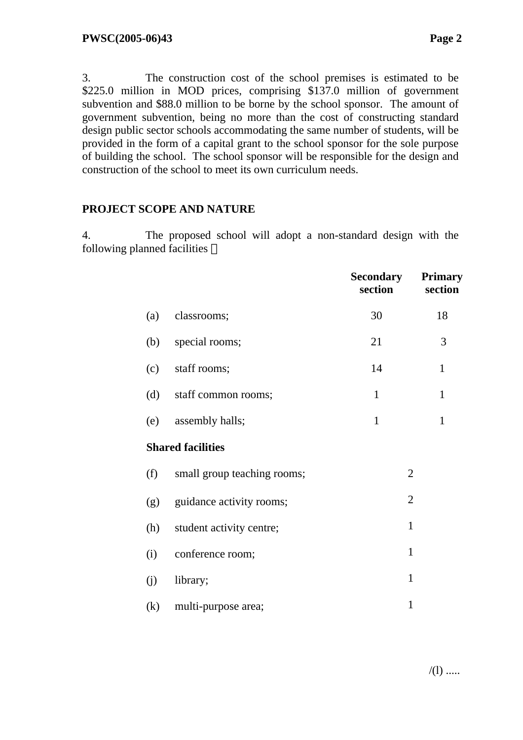3. The construction cost of the school premises is estimated to be $225.0 million in MOD prices, comprising $137.0 million of government subvention and $88.0 million to be borne by the school sponsor. The amount of government subvention, being no more than the cost of constructing standard design public sector schools accommodating the same number of students, will be provided in the form of a capital grant to the school sponsor for the sole purpose of building the school. The school sponsor will be responsible for the design and construction of the school to meet its own curriculum needs.

## PROJECT SCOPE AND NATURE

4. The proposed school will adopt a non-standard design with the following planned facilities –

| | | Secondary section | Primary section |
|---|---|---|---|
| (a) | classrooms; | 30 | 18 |
| (b) | special rooms; | 21 | 3 |
| (c) | staff rooms; | 14 | 1 |
| (d) | staff common rooms; | 1 | 1 |
| (e) | assembly halls; | 1 | 1 |
| | **Shared facilities** | | |
| (f) | small group teaching rooms; | 2 | |
| (g) | guidance activity rooms; | 2 | |
| (h) | student activity centre; | 1 | |
| (i) | conference room; | 1 | |
| (j) | library; | 1 | |
| (k) | multi-purpose area; | 1 | |

/(l) .....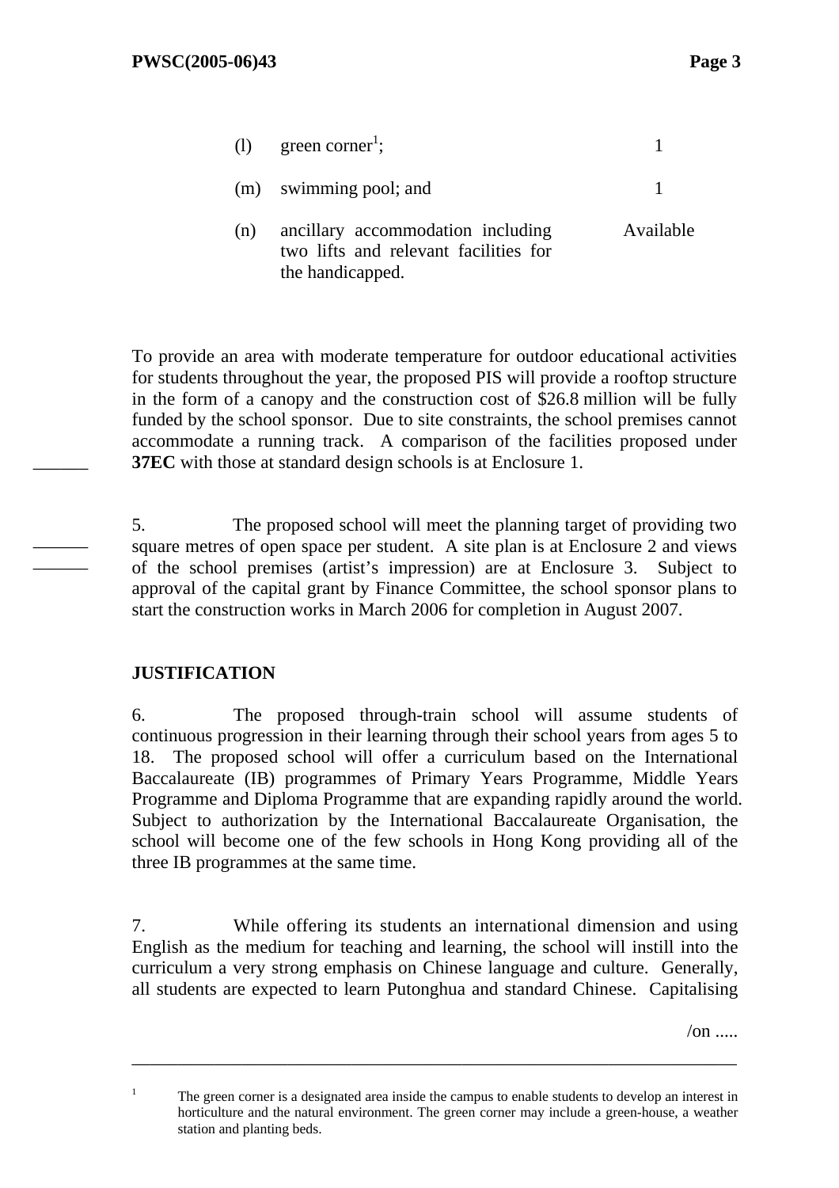| | | |
|---|---|---|
| (l) | green corner[1]; | 1 |
| (m) | swimming pool; and | 1 |
| (n) | ancillary accommodation including two lifts and relevant facilities for the handicapped. | Available |

To provide an area with moderate temperature for outdoor educational activities for students throughout the year, the proposed PIS will provide a rooftop structure in the form of a canopy and the construction cost of $26.8 million will be fully funded by the school sponsor. Due to site constraints, the school premises cannot accommodate a running track. A comparison of the facilities proposed under **37EC** with those at standard design schools is at Enclosure 1.

5. The proposed school will meet the planning target of providing two square metres of open space per student. A site plan is at Enclosure 2 and views of the school premises (artist's impression) are at Enclosure 3. Subject to approval of the capital grant by Finance Committee, the school sponsor plans to start the construction works in March 2006 for completion in August 2007.

**JUSTIFICATION**

6. The proposed through-train school will assume students of continuous progression in their learning through their school years from ages 5 to 18. The proposed school will offer a curriculum based on the International Baccalaureate (IB) programmes of Primary Years Programme, Middle Years Programme and Diploma Programme that are expanding rapidly around the world. Subject to authorization by the International Baccalaureate Organisation, the school will become one of the few schools in Hong Kong providing all of the three IB programmes at the same time.

7. While offering its students an international dimension and using English as the medium for teaching and learning, the school will instill into the curriculum a very strong emphasis on Chinese language and culture. Generally, all students are expected to learn Putonghua and standard Chinese. Capitalising

/on .....

---

[1] The green corner is a designated area inside the campus to enable students to develop an interest in horticulture and the natural environment. The green corner may include a green-house, a weather station and planting beds.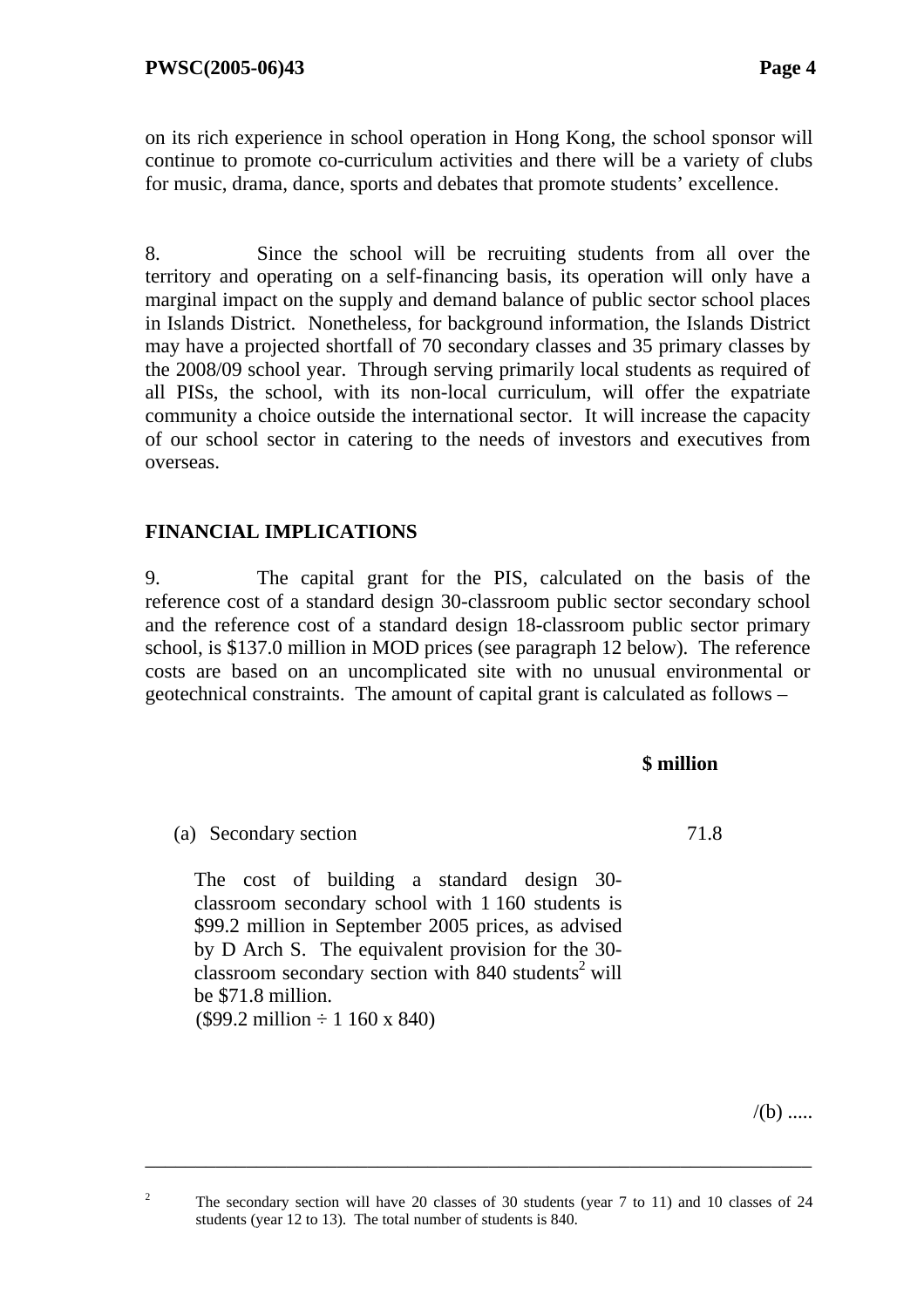on its rich experience in school operation in Hong Kong, the school sponsor will continue to promote co-curriculum activities and there will be a variety of clubs for music, drama, dance, sports and debates that promote students' excellence.

8. Since the school will be recruiting students from all over the territory and operating on a self-financing basis, its operation will only have a marginal impact on the supply and demand balance of public sector school places in Islands District. Nonetheless, for background information, the Islands District may have a projected shortfall of 70 secondary classes and 35 primary classes by the 2008/09 school year. Through serving primarily local students as required of all PISs, the school, with its non-local curriculum, will offer the expatriate community a choice outside the international sector. It will increase the capacity of our school sector in catering to the needs of investors and executives from overseas.

## FINANCIAL IMPLICATIONS

9. The capital grant for the PIS, calculated on the basis of the reference cost of a standard design 30-classroom public sector secondary school and the reference cost of a standard design 18-classroom public sector primary school, is \$137.0 million in MOD prices (see paragraph 12 below). The reference costs are based on an uncomplicated site with no unusual environmental or geotechnical constraints. The amount of capital grant is calculated as follows –

| | **\$ million** |
|---|---|
| (a) Secondary section | 71.8 |

The cost of building a standard design 30-classroom secondary school with 1 160 students is \$99.2 million in September 2005 prices, as advised by D Arch S. The equivalent provision for the 30-classroom secondary section with 840 students[2] will be \$71.8 million.
(\$99.2 million ÷ 1 160 x 840)

/(b) .....

[2] The secondary section will have 20 classes of 30 students (year 7 to 11) and 10 classes of 24 students (year 12 to 13). The total number of students is 840.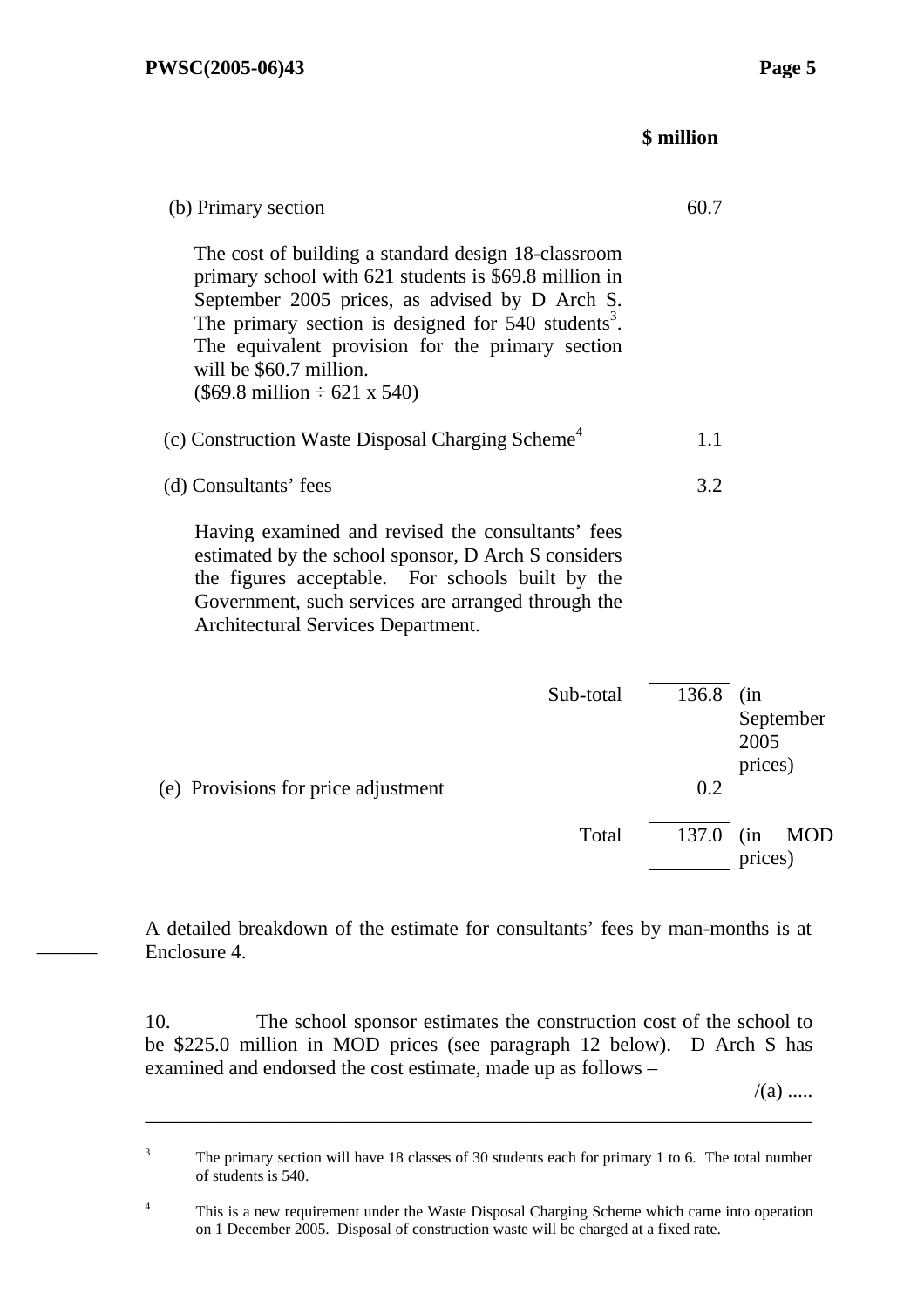| | $ million | |
|---|---|---|
| (b) Primary section | 60.7 | |
| The cost of building a standard design 18-classroom primary school with 621 students is $69.8 million in September 2005 prices, as advised by D Arch S. The primary section is designed for 540 students[3]. The equivalent provision for the primary section will be $60.7 million. ($69.8 million ÷ 621 x 540) | | |
| (c) Construction Waste Disposal Charging Scheme[4] | 1.1 | |
| (d) Consultants' fees | 3.2 | |
| Having examined and revised the consultants' fees estimated by the school sponsor, D Arch S considers the figures acceptable. For schools built by the Government, such services are arranged through the Architectural Services Department. | | |
| Sub-total | 136.8 | (in September 2005 prices) |
| (e) Provisions for price adjustment | 0.2 | |
| Total | 137.0 | (in MOD prices) |

A detailed breakdown of the estimate for consultants' fees by man-months is at Enclosure 4.

10. The school sponsor estimates the construction cost of the school to be $225.0 million in MOD prices (see paragraph 12 below). D Arch S has examined and endorsed the cost estimate, made up as follows –

/(a) .....

---

[3] The primary section will have 18 classes of 30 students each for primary 1 to 6. The total number of students is 540.

[4] This is a new requirement under the Waste Disposal Charging Scheme which came into operation on 1 December 2005. Disposal of construction waste will be charged at a fixed rate.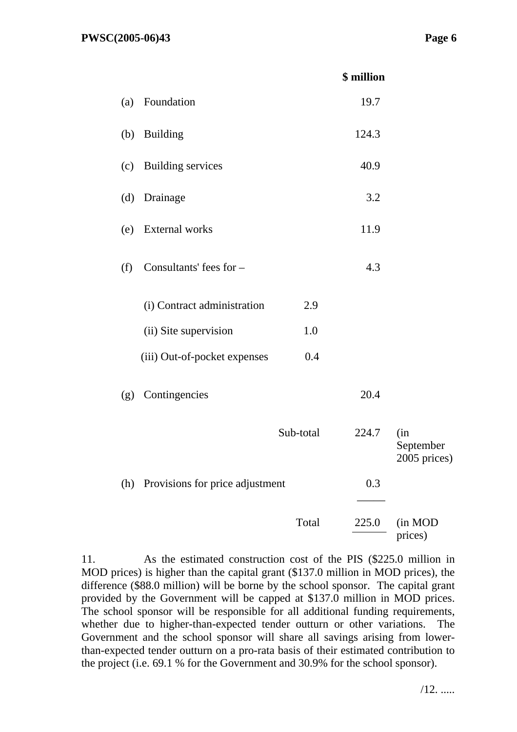| | | | $ million | |
|---|---|---|---|---|
| (a) | Foundation | | 19.7 | |
| (b) | Building | | 124.3 | |
| (c) | Building services | | 40.9 | |
| (d) | Drainage | | 3.2 | |
| (e) | External works | | 11.9 | |
| (f) | Consultants' fees for – | | 4.3 | |
| | (i) Contract administration | 2.9 | | |
| | (ii) Site supervision | 1.0 | | |
| | (iii) Out-of-pocket expenses | 0.4 | | |
| (g) | Contingencies | | 20.4 | |
| | | Sub-total | 224.7 | (in September 2005 prices) |
| (h) | Provisions for price adjustment | | 0.3 | |
| | | Total | 225.0 | (in MOD prices) |

11. As the estimated construction cost of the PIS ($225.0 million in MOD prices) is higher than the capital grant ($137.0 million in MOD prices), the difference ($88.0 million) will be borne by the school sponsor. The capital grant provided by the Government will be capped at $137.0 million in MOD prices. The school sponsor will be responsible for all additional funding requirements, whether due to higher-than-expected tender outturn or other variations. The Government and the school sponsor will share all savings arising from lower-than-expected tender outturn on a pro-rata basis of their estimated contribution to the project (i.e. 69.1 % for the Government and 30.9% for the school sponsor).

/12. .....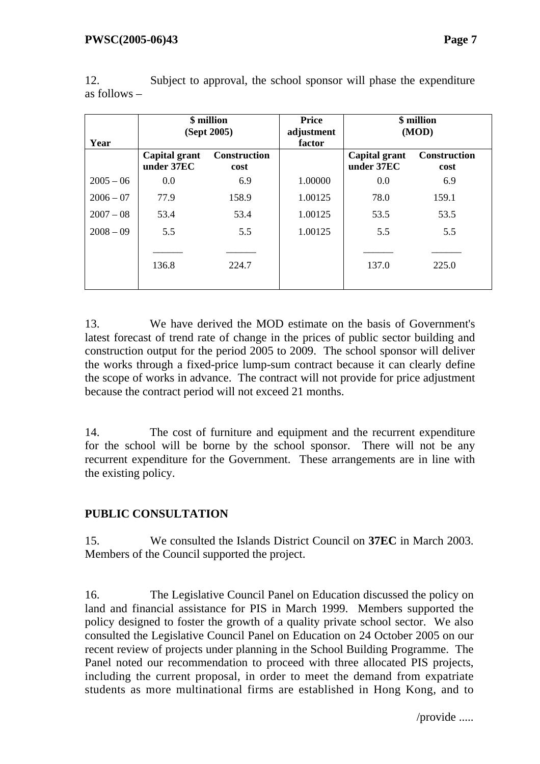12. Subject to approval, the school sponsor will phase the expenditure as follows –

| Year | \$ million (Sept 2005) | | Price adjustment factor | \$ million (MOD) | |
|---|---|---|---|---|---|
| | Capital grant under 37EC | Construction cost | | Capital grant under 37EC | Construction cost |
| 2005 – 06 | 0.0 | 6.9 | 1.00000 | 0.0 | 6.9 |
| 2006 – 07 | 77.9 | 158.9 | 1.00125 | 78.0 | 159.1 |
| 2007 – 08 | 53.4 | 53.4 | 1.00125 | 53.5 | 53.5 |
| 2008 – 09 | 5.5 | 5.5 | 1.00125 | 5.5 | 5.5 |
| | 136.8 | 224.7 | | 137.0 | 225.0 |

13. We have derived the MOD estimate on the basis of Government's latest forecast of trend rate of change in the prices of public sector building and construction output for the period 2005 to 2009. The school sponsor will deliver the works through a fixed-price lump-sum contract because it can clearly define the scope of works in advance. The contract will not provide for price adjustment because the contract period will not exceed 21 months.

14. The cost of furniture and equipment and the recurrent expenditure for the school will be borne by the school sponsor. There will not be any recurrent expenditure for the Government. These arrangements are in line with the existing policy.

## PUBLIC CONSULTATION

15. We consulted the Islands District Council on **37EC** in March 2003. Members of the Council supported the project.

16. The Legislative Council Panel on Education discussed the policy on land and financial assistance for PIS in March 1999. Members supported the policy designed to foster the growth of a quality private school sector. We also consulted the Legislative Council Panel on Education on 24 October 2005 on our recent review of projects under planning in the School Building Programme. The Panel noted our recommendation to proceed with three allocated PIS projects, including the current proposal, in order to meet the demand from expatriate students as more multinational firms are established in Hong Kong, and to

/provide .....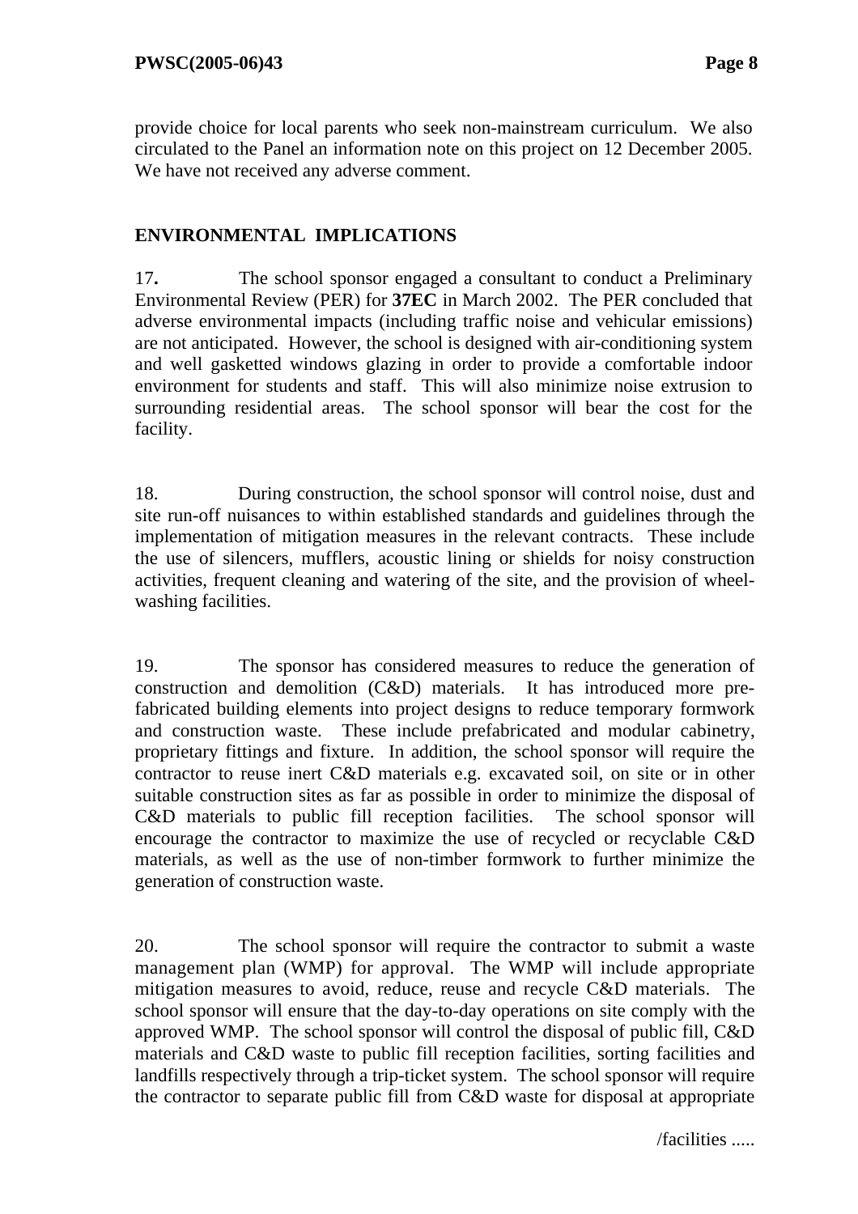provide choice for local parents who seek non-mainstream curriculum. We also circulated to the Panel an information note on this project on 12 December 2005. We have not received any adverse comment.

## ENVIRONMENTAL IMPLICATIONS

17. The school sponsor engaged a consultant to conduct a Preliminary Environmental Review (PER) for **37EC** in March 2002. The PER concluded that adverse environmental impacts (including traffic noise and vehicular emissions) are not anticipated. However, the school is designed with air-conditioning system and well gasketted windows glazing in order to provide a comfortable indoor environment for students and staff. This will also minimize noise extrusion to surrounding residential areas. The school sponsor will bear the cost for the facility.

18. During construction, the school sponsor will control noise, dust and site run-off nuisances to within established standards and guidelines through the implementation of mitigation measures in the relevant contracts. These include the use of silencers, mufflers, acoustic lining or shields for noisy construction activities, frequent cleaning and watering of the site, and the provision of wheel-washing facilities.

19. The sponsor has considered measures to reduce the generation of construction and demolition (C&D) materials. It has introduced more pre-fabricated building elements into project designs to reduce temporary formwork and construction waste. These include prefabricated and modular cabinetry, proprietary fittings and fixture. In addition, the school sponsor will require the contractor to reuse inert C&D materials e.g. excavated soil, on site or in other suitable construction sites as far as possible in order to minimize the disposal of C&D materials to public fill reception facilities. The school sponsor will encourage the contractor to maximize the use of recycled or recyclable C&D materials, as well as the use of non-timber formwork to further minimize the generation of construction waste.

20. The school sponsor will require the contractor to submit a waste management plan (WMP) for approval. The WMP will include appropriate mitigation measures to avoid, reduce, reuse and recycle C&D materials. The school sponsor will ensure that the day-to-day operations on site comply with the approved WMP. The school sponsor will control the disposal of public fill, C&D materials and C&D waste to public fill reception facilities, sorting facilities and landfills respectively through a trip-ticket system. The school sponsor will require the contractor to separate public fill from C&D waste for disposal at appropriate

/facilities .....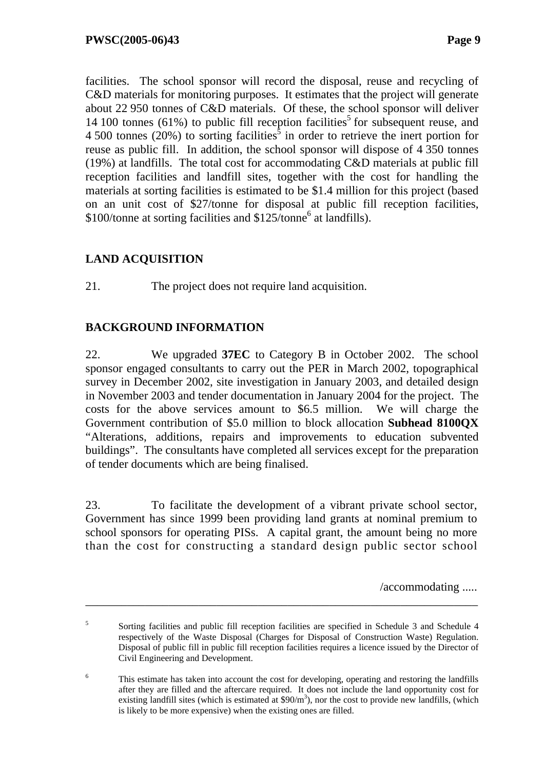facilities. The school sponsor will record the disposal, reuse and recycling of C&D materials for monitoring purposes. It estimates that the project will generate about 22 950 tonnes of C&D materials. Of these, the school sponsor will deliver 14 100 tonnes (61%) to public fill reception facilities[5] for subsequent reuse, and 4 500 tonnes (20%) to sorting facilities[5] in order to retrieve the inert portion for reuse as public fill. In addition, the school sponsor will dispose of 4 350 tonnes (19%) at landfills. The total cost for accommodating C&D materials at public fill reception facilities and landfill sites, together with the cost for handling the materials at sorting facilities is estimated to be $1.4 million for this project (based on an unit cost of $27/tonne for disposal at public fill reception facilities, $100/tonne at sorting facilities and $125/tonne[6] at landfills).

## LAND ACQUISITION

21. The project does not require land acquisition.

## BACKGROUND INFORMATION

22. We upgraded **37EC** to Category B in October 2002. The school sponsor engaged consultants to carry out the PER in March 2002, topographical survey in December 2002, site investigation in January 2003, and detailed design in November 2003 and tender documentation in January 2004 for the project. The costs for the above services amount to $6.5 million. We will charge the Government contribution of $5.0 million to block allocation **Subhead 8100QX** "Alterations, additions, repairs and improvements to education subvented buildings". The consultants have completed all services except for the preparation of tender documents which are being finalised.

23. To facilitate the development of a vibrant private school sector, Government has since 1999 been providing land grants at nominal premium to school sponsors for operating PISs. A capital grant, the amount being no more than the cost for constructing a standard design public sector school

/accommodating .....

---

[5] Sorting facilities and public fill reception facilities are specified in Schedule 3 and Schedule 4 respectively of the Waste Disposal (Charges for Disposal of Construction Waste) Regulation. Disposal of public fill in public fill reception facilities requires a licence issued by the Director of Civil Engineering and Development.

[6] This estimate has taken into account the cost for developing, operating and restoring the landfills after they are filled and the aftercare required. It does not include the land opportunity cost for existing landfill sites (which is estimated at $90/m$^3$), nor the cost to provide new landfills, (which is likely to be more expensive) when the existing ones are filled.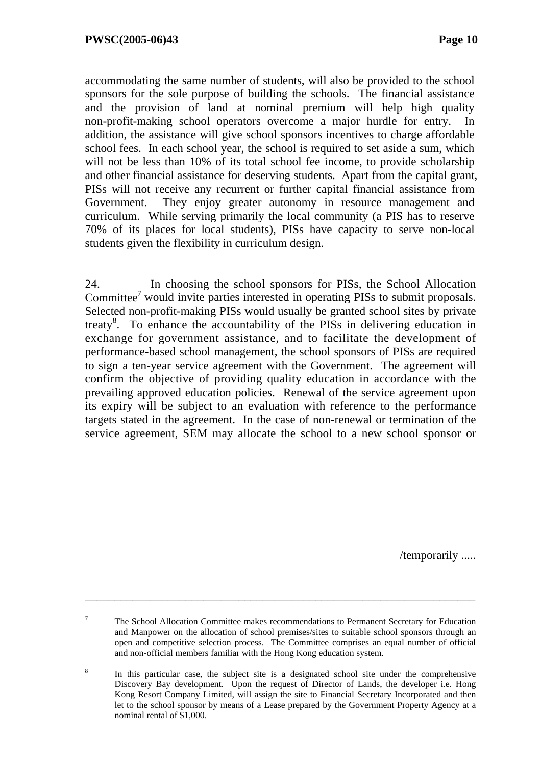accommodating the same number of students, will also be provided to the school sponsors for the sole purpose of building the schools. The financial assistance and the provision of land at nominal premium will help high quality non-profit-making school operators overcome a major hurdle for entry. In addition, the assistance will give school sponsors incentives to charge affordable school fees. In each school year, the school is required to set aside a sum, which will not be less than 10% of its total school fee income, to provide scholarship and other financial assistance for deserving students. Apart from the capital grant, PISs will not receive any recurrent or further capital financial assistance from Government. They enjoy greater autonomy in resource management and curriculum. While serving primarily the local community (a PIS has to reserve 70% of its places for local students), PISs have capacity to serve non-local students given the flexibility in curriculum design.

24. In choosing the school sponsors for PISs, the School Allocation Committee[7] would invite parties interested in operating PISs to submit proposals. Selected non-profit-making PISs would usually be granted school sites by private treaty[8]. To enhance the accountability of the PISs in delivering education in exchange for government assistance, and to facilitate the development of performance-based school management, the school sponsors of PISs are required to sign a ten-year service agreement with the Government. The agreement will confirm the objective of providing quality education in accordance with the prevailing approved education policies. Renewal of the service agreement upon its expiry will be subject to an evaluation with reference to the performance targets stated in the agreement. In the case of non-renewal or termination of the service agreement, SEM may allocate the school to a new school sponsor or

/temporarily .....

---

[7] The School Allocation Committee makes recommendations to Permanent Secretary for Education and Manpower on the allocation of school premises/sites to suitable school sponsors through an open and competitive selection process. The Committee comprises an equal number of official and non-official members familiar with the Hong Kong education system.

[8] In this particular case, the subject site is a designated school site under the comprehensive Discovery Bay development. Upon the request of Director of Lands, the developer i.e. Hong Kong Resort Company Limited, will assign the site to Financial Secretary Incorporated and then let to the school sponsor by means of a Lease prepared by the Government Property Agency at a nominal rental of $1,000.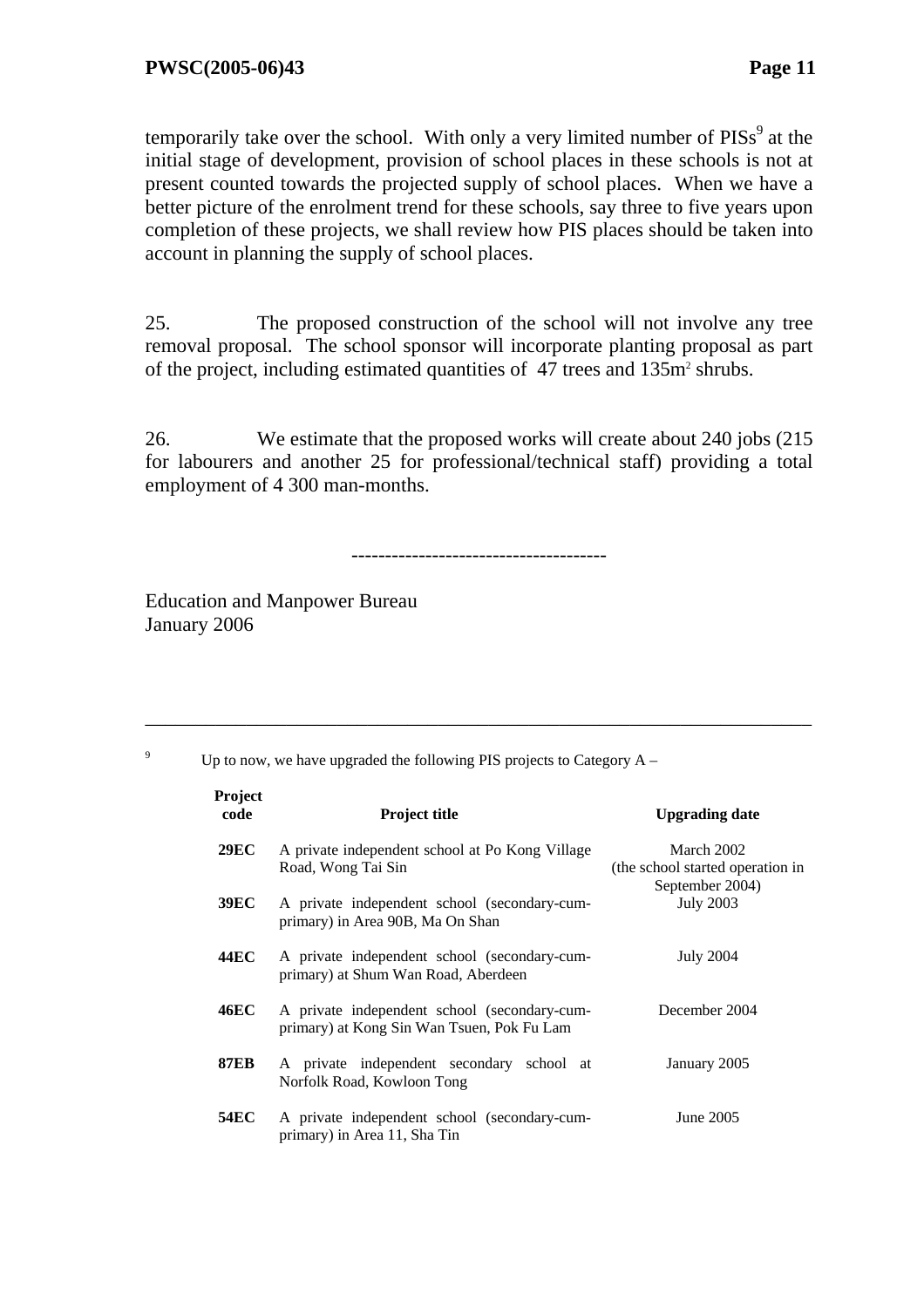temporarily take over the school. With only a very limited number of PISs[9] at the initial stage of development, provision of school places in these schools is not at present counted towards the projected supply of school places. When we have a better picture of the enrolment trend for these schools, say three to five years upon completion of these projects, we shall review how PIS places should be taken into account in planning the supply of school places.

25. The proposed construction of the school will not involve any tree removal proposal. The school sponsor will incorporate planting proposal as part of the project, including estimated quantities of 47 trees and 135m$^2$ shrubs.

26. We estimate that the proposed works will create about 240 jobs (215 for labourers and another 25 for professional/technical staff) providing a total employment of 4 300 man-months.

-------------------------------------

Education and Manpower Bureau
January 2006

---

[9] Up to now, we have upgraded the following PIS projects to Category A –

| Project code | Project title | Upgrading date |
|---|---|---|
| **29EC** | A private independent school at Po Kong Village Road, Wong Tai Sin | March 2002 (the school started operation in September 2004) |
| **39EC** | A private independent school (secondary-cum-primary) in Area 90B, Ma On Shan | July 2003 |
| **44EC** | A private independent school (secondary-cum-primary) at Shum Wan Road, Aberdeen | July 2004 |
| **46EC** | A private independent school (secondary-cum-primary) at Kong Sin Wan Tsuen, Pok Fu Lam | December 2004 |
| **87EB** | A private independent secondary school at Norfolk Road, Kowloon Tong | January 2005 |
| **54EC** | A private independent school (secondary-cum-primary) in Area 11, Sha Tin | June 2005 |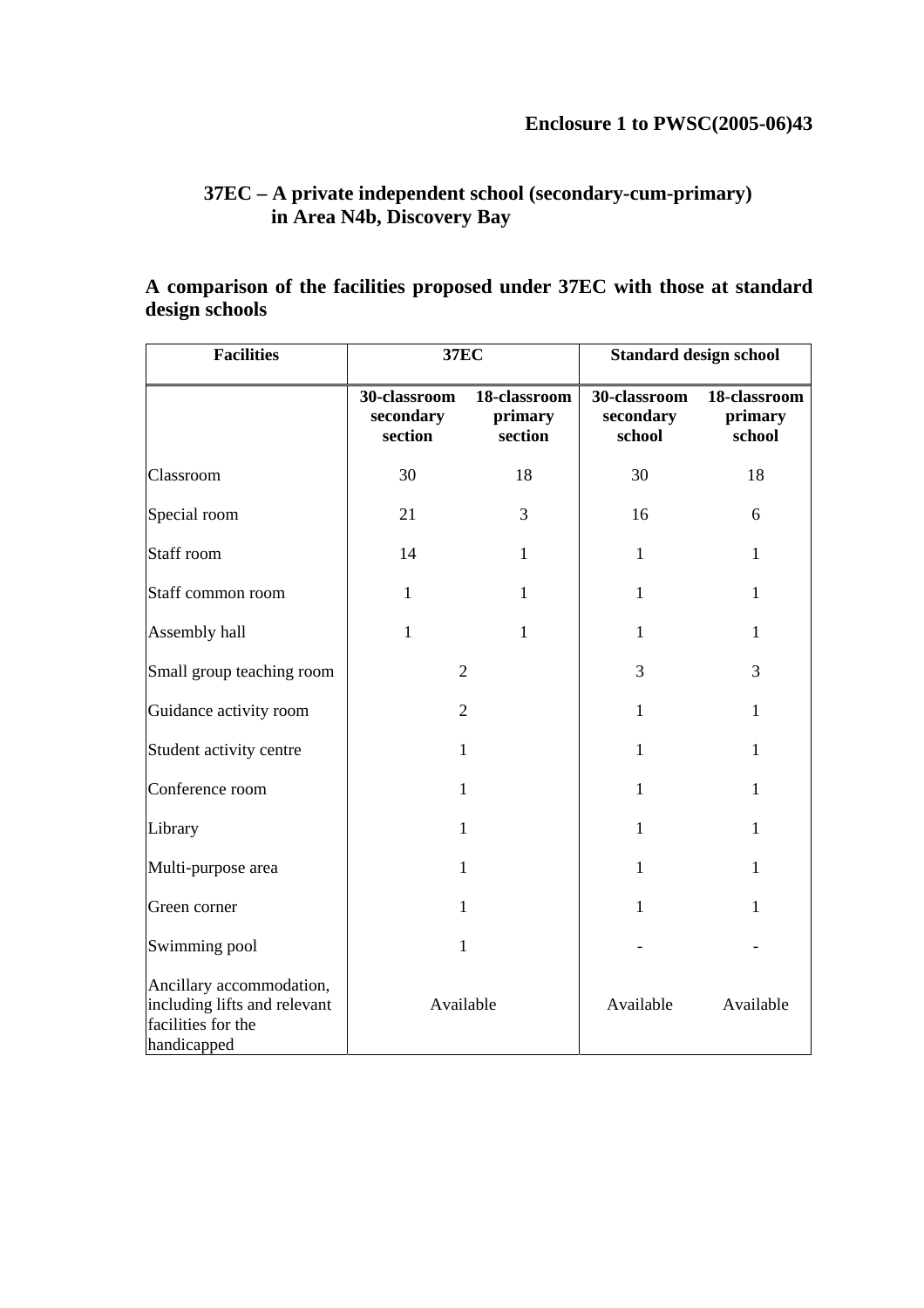**Enclosure 1 to PWSC(2005-06)43**

## 37EC – A private independent school (secondary-cum-primary) in Area N4b, Discovery Bay

### A comparison of the facilities proposed under 37EC with those at standard design schools

| Facilities | 37EC | | Standard design school | |
|---|---|---|---|---|
| | 30-classroom secondary section | 18-classroom primary section | 30-classroom secondary school | 18-classroom primary school |
| Classroom | 30 | 18 | 30 | 18 |
| Special room | 21 | 3 | 16 | 6 |
| Staff room | 14 | 1 | 1 | 1 |
| Staff common room | 1 | 1 | 1 | 1 |
| Assembly hall | 1 | 1 | 1 | 1 |
| Small group teaching room | 2 | | 3 | 3 |
| Guidance activity room | 2 | | 1 | 1 |
| Student activity centre | 1 | | 1 | 1 |
| Conference room | 1 | | 1 | 1 |
| Library | 1 | | 1 | 1 |
| Multi-purpose area | 1 | | 1 | 1 |
| Green corner | 1 | | 1 | 1 |
| Swimming pool | 1 | | - | - |
| Ancillary accommodation, including lifts and relevant facilities for the handicapped | Available | | Available | Available |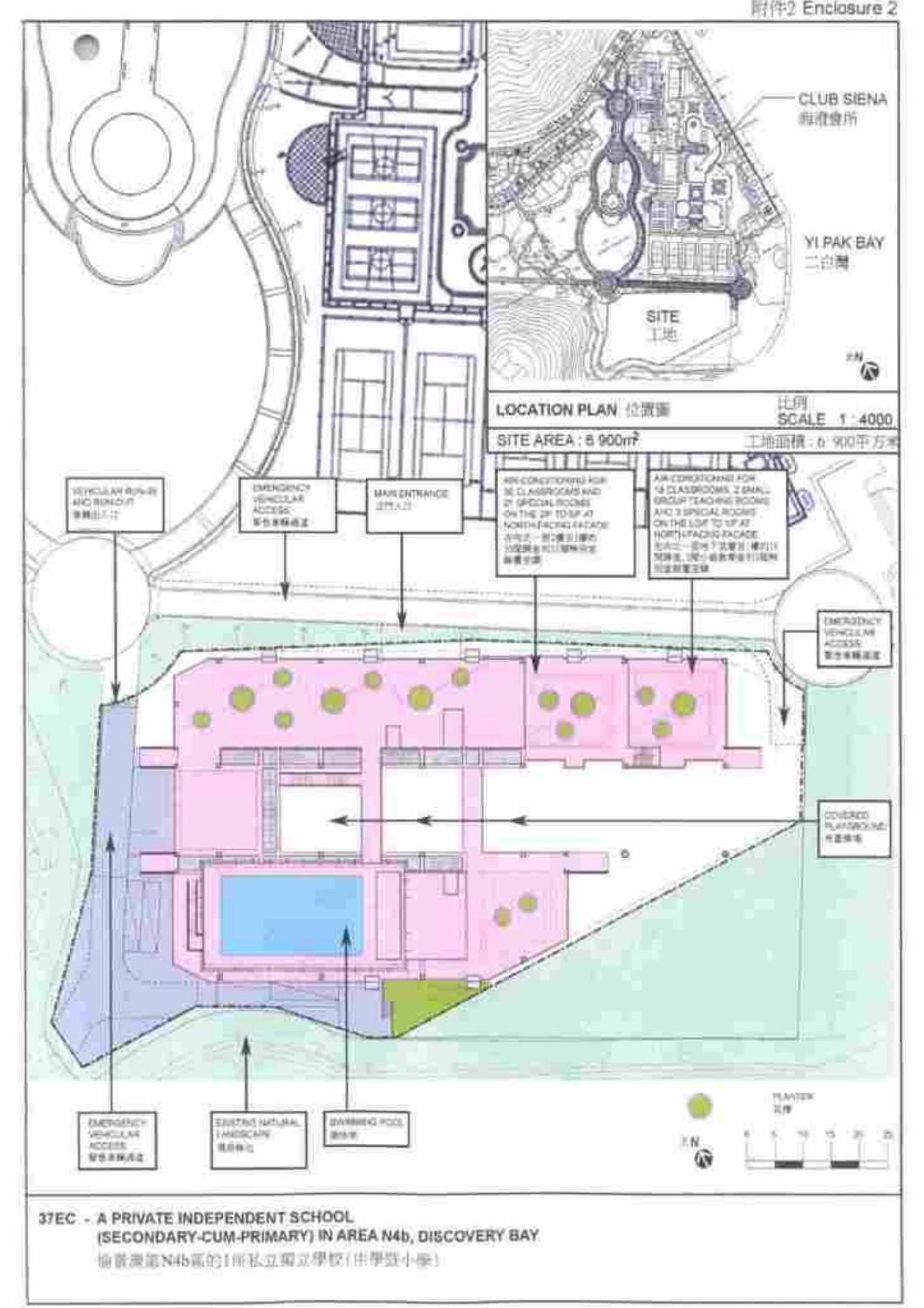附件2 Enclosure 2

CLUB SIENA
海澄會所

YI PAK BAY
二白灣

SITE
工地

LOCATION PLAN 位置圖

比例
SCALE 1 : 4000

SITE AREA : 6 900m²

工地面積 : 6 900平方米

VEHICULAR RUN-IN AND RUN-OUT
車輛出入口

EMERGENCY VEHICULAR ACCESS
緊急車輛通道

MAIN ENTRANCE
正門入口

AIR-CONDITIONING FOR 30 CLASSROOMS AND 21 SPECIAL ROOMS ON THE 2/F TO 5/F AT NORTH-FACING FACADE
在向北一面地2樓至5樓的30間課室和21間特別室裝置空調

AIR-CONDITIONING FOR 18 CLASSROOMS, 2 SMALL GROUP TEACHING ROOMS AND 3 SPECIAL ROOMS ON THE L/F TO 1/F AT NORTH-FACING FACADE
在向北一面地下低層至1樓的18間課室、2間小組教學室和3間特別室裝置空調

EMERGENCY VEHICULAR ACCESS
緊急車輛通道

COVERED PLAYGROUND
有蓋操場

EMERGENCY VEHICULAR ACCESS
緊急車輛通道

EXISTING NATURAL LANDSCAPE
現有綠化

SWIMMING POOL
游泳池

PLANTER
花槽

0 5 10 15 20 25

**37EC - A PRIVATE INDEPENDENT SCHOOL (SECONDARY-CUM-PRIMARY) IN AREA N4b, DISCOVERY BAY**

愉景灣第N4b區的1所私立獨立學校（中學暨小學）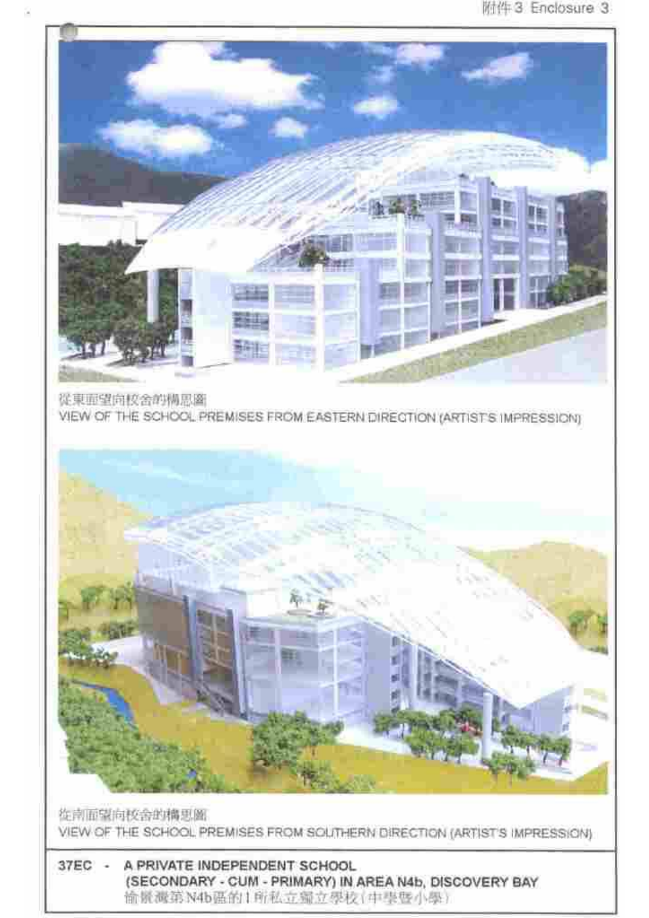附件 3 Enclosure 3

從東面望向校舍的構思圖
VIEW OF THE SCHOOL PREMISES FROM EASTERN DIRECTION (ARTIST'S IMPRESSION)

從南面望向校舍的構思圖
VIEW OF THE SCHOOL PREMISES FROM SOUTHERN DIRECTION (ARTIST'S IMPRESSION)

**37EC - A PRIVATE INDEPENDENT SCHOOL (SECONDARY - CUM - PRIMARY) IN AREA N4b, DISCOVERY BAY**
愉景灣第N4b區的1所私立獨立學校(中學暨小學)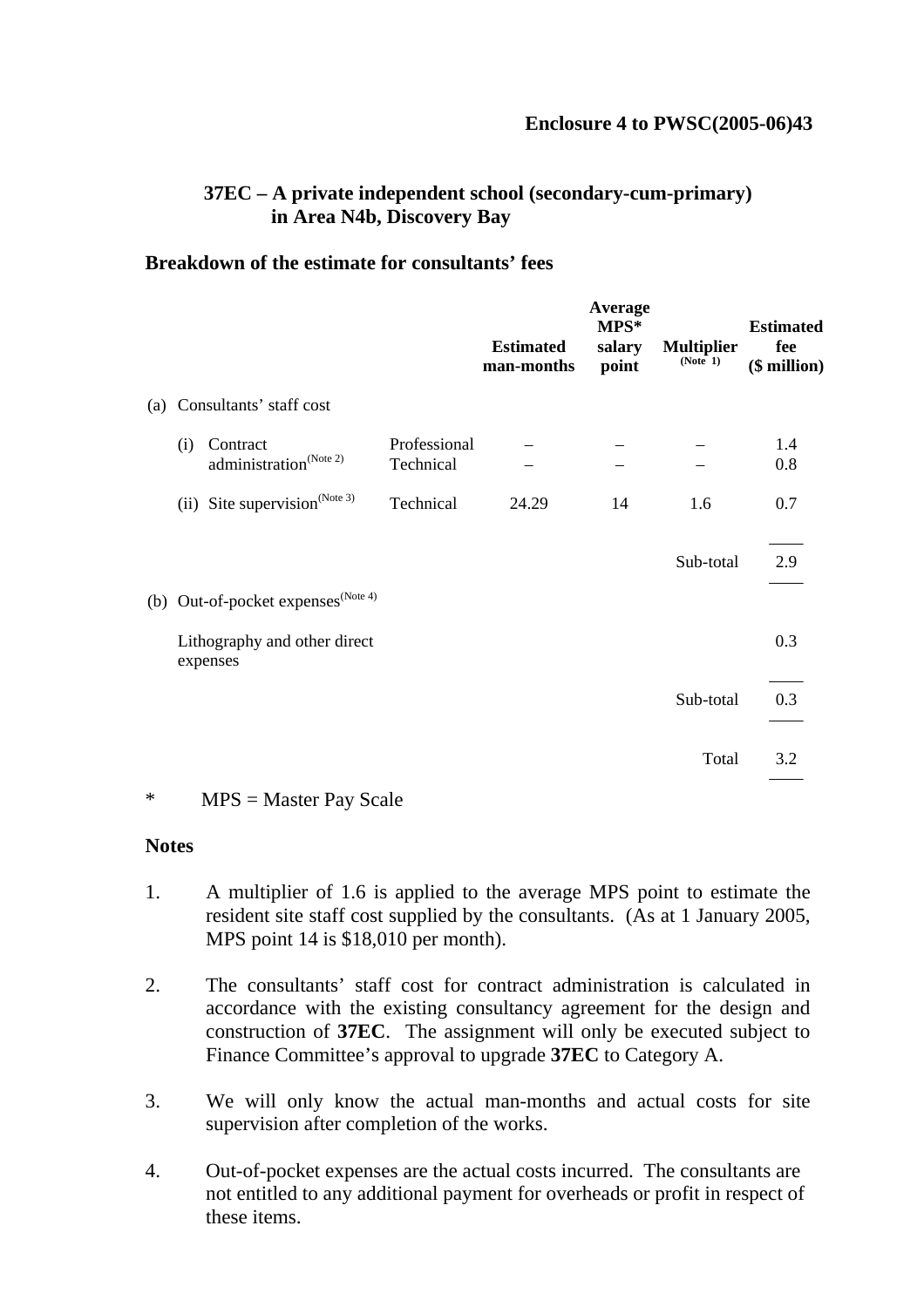**Enclosure 4 to PWSC(2005-06)43**

## 37EC – A private independent school (secondary-cum-primary) in Area N4b, Discovery Bay

### Breakdown of the estimate for consultants' fees

| | | | Estimated man-months | Average MPS* salary point | Multiplier (Note 1) | Estimated fee ($ million) |
|---|---|---|---|---|---|---|
| (a) | Consultants' staff cost | | | | | |
| | (i) Contract administration(Note 2) | Professional | – | – | – | 1.4 |
| | | Technical | – | – | – | 0.8 |
| | (ii) Site supervision(Note 3) | Technical | 24.29 | 14 | 1.6 | 0.7 |
| | | | | | Sub-total | 2.9 |
| (b) | Out-of-pocket expenses(Note 4) | | | | | |
| | Lithography and other direct expenses | | | | | 0.3 |
| | | | | | Sub-total | 0.3 |
| | | | | | Total | 3.2 |

\* MPS = Master Pay Scale

**Notes**

1. A multiplier of 1.6 is applied to the average MPS point to estimate the resident site staff cost supplied by the consultants. (As at 1 January 2005, MPS point 14 is $18,010 per month).

2. The consultants' staff cost for contract administration is calculated in accordance with the existing consultancy agreement for the design and construction of **37EC**. The assignment will only be executed subject to Finance Committee's approval to upgrade **37EC** to Category A.

3. We will only know the actual man-months and actual costs for site supervision after completion of the works.

4. Out-of-pocket expenses are the actual costs incurred. The consultants are not entitled to any additional payment for overheads or profit in respect of these items.